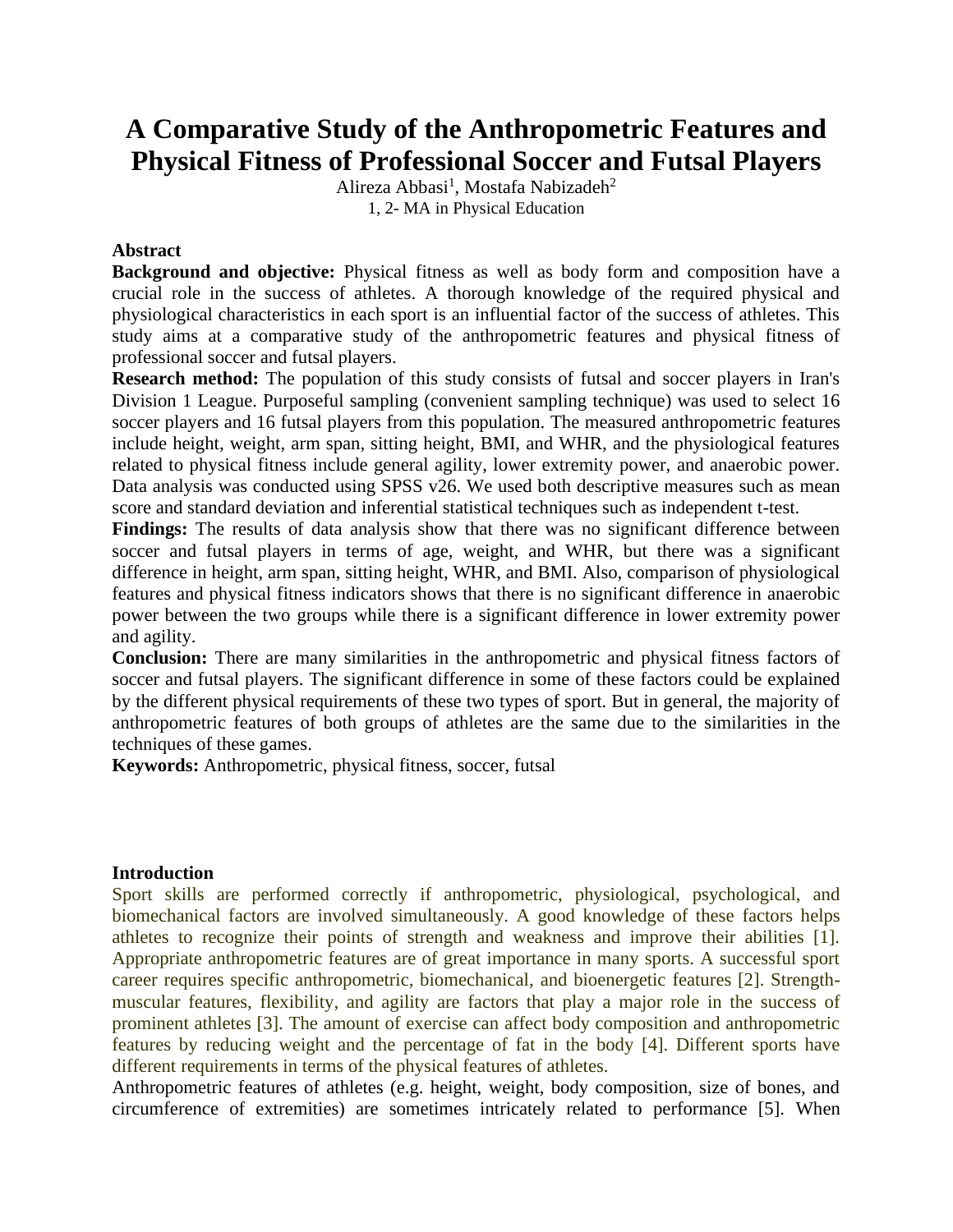# A Comparative Study of the Anthropometric Features and Physical Fitness of Professional Soccer and Futsal Players

Alireza Abbasi[1], Mostafa Nabizadeh[2]

1, 2- MA in Physical Education

## Abstract

**Background and objective:** Physical fitness as well as body form and composition have a crucial role in the success of athletes. A thorough knowledge of the required physical and physiological characteristics in each sport is an influential factor of the success of athletes. This study aims at a comparative study of the anthropometric features and physical fitness of professional soccer and futsal players.

**Research method:** The population of this study consists of futsal and soccer players in Iran's Division 1 League. Purposeful sampling (convenient sampling technique) was used to select 16 soccer players and 16 futsal players from this population. The measured anthropometric features include height, weight, arm span, sitting height, BMI, and WHR, and the physiological features related to physical fitness include general agility, lower extremity power, and anaerobic power. Data analysis was conducted using SPSS v26. We used both descriptive measures such as mean score and standard deviation and inferential statistical techniques such as independent t-test.

**Findings:** The results of data analysis show that there was no significant difference between soccer and futsal players in terms of age, weight, and WHR, but there was a significant difference in height, arm span, sitting height, WHR, and BMI. Also, comparison of physiological features and physical fitness indicators shows that there is no significant difference in anaerobic power between the two groups while there is a significant difference in lower extremity power and agility.

**Conclusion:** There are many similarities in the anthropometric and physical fitness factors of soccer and futsal players. The significant difference in some of these factors could be explained by the different physical requirements of these two types of sport. But in general, the majority of anthropometric features of both groups of athletes are the same due to the similarities in the techniques of these games.

**Keywords:** Anthropometric, physical fitness, soccer, futsal

## Introduction

Sport skills are performed correctly if anthropometric, physiological, psychological, and biomechanical factors are involved simultaneously. A good knowledge of these factors helps athletes to recognize their points of strength and weakness and improve their abilities [1]. Appropriate anthropometric features are of great importance in many sports. A successful sport career requires specific anthropometric, biomechanical, and bioenergetic features [2]. Strength-muscular features, flexibility, and agility are factors that play a major role in the success of prominent athletes [3]. The amount of exercise can affect body composition and anthropometric features by reducing weight and the percentage of fat in the body [4]. Different sports have different requirements in terms of the physical features of athletes.

Anthropometric features of athletes (e.g. height, weight, body composition, size of bones, and circumference of extremities) are sometimes intricately related to performance [5]. When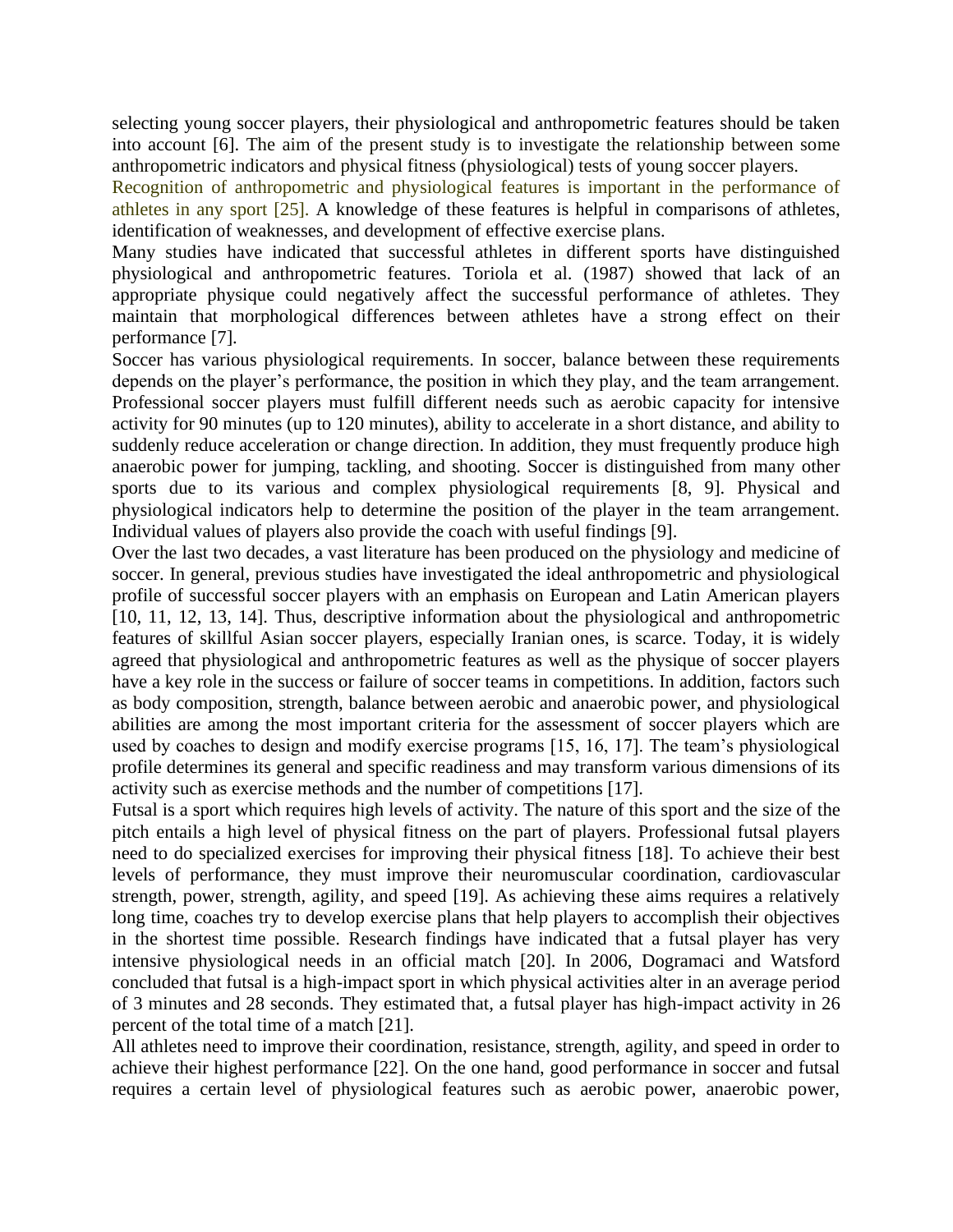selecting young soccer players, their physiological and anthropometric features should be taken into account [6]. The aim of the present study is to investigate the relationship between some anthropometric indicators and physical fitness (physiological) tests of young soccer players.

Recognition of anthropometric and physiological features is important in the performance of athletes in any sport [25]. A knowledge of these features is helpful in comparisons of athletes, identification of weaknesses, and development of effective exercise plans.

Many studies have indicated that successful athletes in different sports have distinguished physiological and anthropometric features. Toriola et al. (1987) showed that lack of an appropriate physique could negatively affect the successful performance of athletes. They maintain that morphological differences between athletes have a strong effect on their performance [7].

Soccer has various physiological requirements. In soccer, balance between these requirements depends on the player's performance, the position in which they play, and the team arrangement. Professional soccer players must fulfill different needs such as aerobic capacity for intensive activity for 90 minutes (up to 120 minutes), ability to accelerate in a short distance, and ability to suddenly reduce acceleration or change direction. In addition, they must frequently produce high anaerobic power for jumping, tackling, and shooting. Soccer is distinguished from many other sports due to its various and complex physiological requirements [8, 9]. Physical and physiological indicators help to determine the position of the player in the team arrangement. Individual values of players also provide the coach with useful findings [9].

Over the last two decades, a vast literature has been produced on the physiology and medicine of soccer. In general, previous studies have investigated the ideal anthropometric and physiological profile of successful soccer players with an emphasis on European and Latin American players [10, 11, 12, 13, 14]. Thus, descriptive information about the physiological and anthropometric features of skillful Asian soccer players, especially Iranian ones, is scarce. Today, it is widely agreed that physiological and anthropometric features as well as the physique of soccer players have a key role in the success or failure of soccer teams in competitions. In addition, factors such as body composition, strength, balance between aerobic and anaerobic power, and physiological abilities are among the most important criteria for the assessment of soccer players which are used by coaches to design and modify exercise programs [15, 16, 17]. The team's physiological profile determines its general and specific readiness and may transform various dimensions of its activity such as exercise methods and the number of competitions [17].

Futsal is a sport which requires high levels of activity. The nature of this sport and the size of the pitch entails a high level of physical fitness on the part of players. Professional futsal players need to do specialized exercises for improving their physical fitness [18]. To achieve their best levels of performance, they must improve their neuromuscular coordination, cardiovascular strength, power, strength, agility, and speed [19]. As achieving these aims requires a relatively long time, coaches try to develop exercise plans that help players to accomplish their objectives in the shortest time possible. Research findings have indicated that a futsal player has very intensive physiological needs in an official match [20]. In 2006, Dogramaci and Watsford concluded that futsal is a high-impact sport in which physical activities alter in an average period of 3 minutes and 28 seconds. They estimated that, a futsal player has high-impact activity in 26 percent of the total time of a match [21].

All athletes need to improve their coordination, resistance, strength, agility, and speed in order to achieve their highest performance [22]. On the one hand, good performance in soccer and futsal requires a certain level of physiological features such as aerobic power, anaerobic power,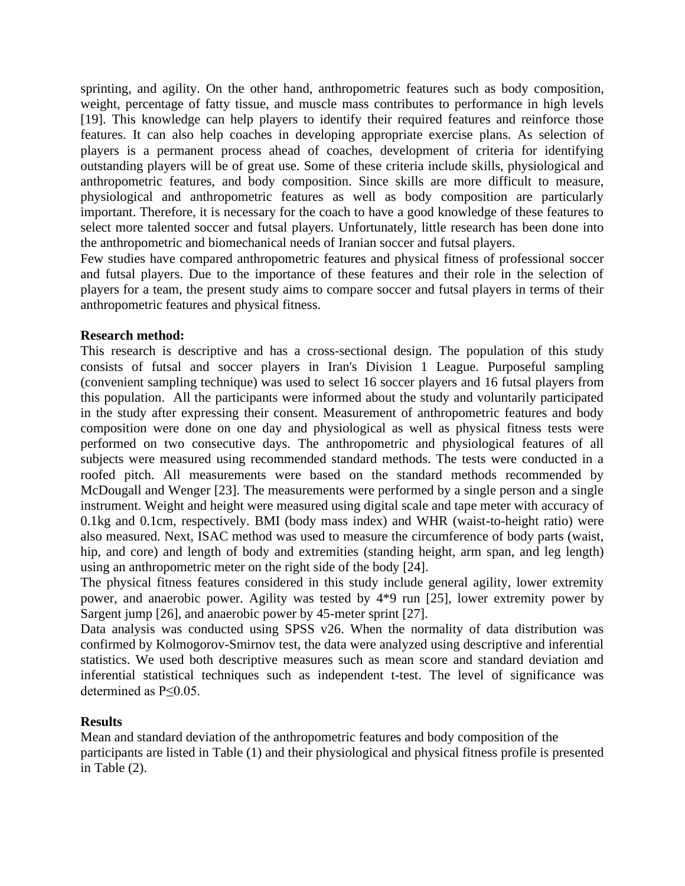sprinting, and agility. On the other hand, anthropometric features such as body composition, weight, percentage of fatty tissue, and muscle mass contributes to performance in high levels [19]. This knowledge can help players to identify their required features and reinforce those features. It can also help coaches in developing appropriate exercise plans. As selection of players is a permanent process ahead of coaches, development of criteria for identifying outstanding players will be of great use. Some of these criteria include skills, physiological and anthropometric features, and body composition. Since skills are more difficult to measure, physiological and anthropometric features as well as body composition are particularly important. Therefore, it is necessary for the coach to have a good knowledge of these features to select more talented soccer and futsal players. Unfortunately, little research has been done into the anthropometric and biomechanical needs of Iranian soccer and futsal players.

Few studies have compared anthropometric features and physical fitness of professional soccer and futsal players. Due to the importance of these features and their role in the selection of players for a team, the present study aims to compare soccer and futsal players in terms of their anthropometric features and physical fitness.

**Research method:**

This research is descriptive and has a cross-sectional design. The population of this study consists of futsal and soccer players in Iran's Division 1 League. Purposeful sampling (convenient sampling technique) was used to select 16 soccer players and 16 futsal players from this population. All the participants were informed about the study and voluntarily participated in the study after expressing their consent. Measurement of anthropometric features and body composition were done on one day and physiological as well as physical fitness tests were performed on two consecutive days. The anthropometric and physiological features of all subjects were measured using recommended standard methods. The tests were conducted in a roofed pitch. All measurements were based on the standard methods recommended by McDougall and Wenger [23]. The measurements were performed by a single person and a single instrument. Weight and height were measured using digital scale and tape meter with accuracy of 0.1kg and 0.1cm, respectively. BMI (body mass index) and WHR (waist-to-height ratio) were also measured. Next, ISAC method was used to measure the circumference of body parts (waist, hip, and core) and length of body and extremities (standing height, arm span, and leg length) using an anthropometric meter on the right side of the body [24].

The physical fitness features considered in this study include general agility, lower extremity power, and anaerobic power. Agility was tested by 4*9 run [25], lower extremity power by Sargent jump [26], and anaerobic power by 45-meter sprint [27].

Data analysis was conducted using SPSS v26. When the normality of data distribution was confirmed by Kolmogorov-Smirnov test, the data were analyzed using descriptive and inferential statistics. We used both descriptive measures such as mean score and standard deviation and inferential statistical techniques such as independent t-test. The level of significance was determined as $P \leq 0.05$.

**Results**

Mean and standard deviation of the anthropometric features and body composition of the participants are listed in Table (1) and their physiological and physical fitness profile is presented in Table (2).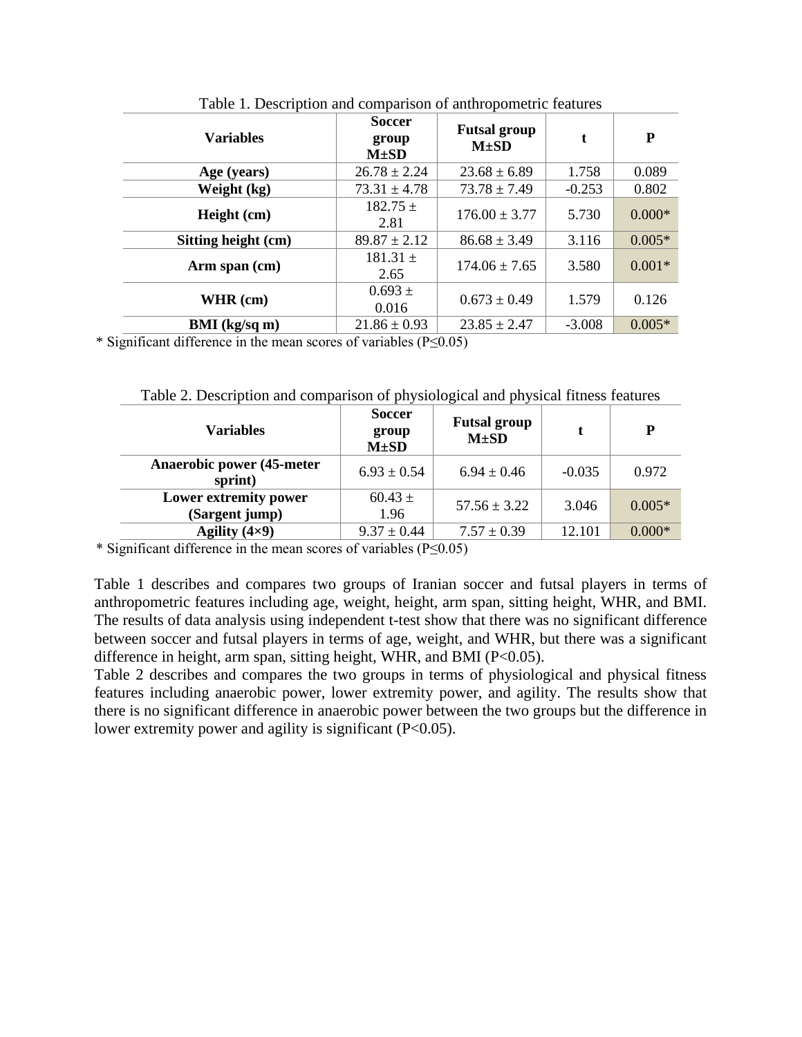Table 1. Description and comparison of anthropometric features

| Variables | Soccer group M±SD | Futsal group M±SD | t | P |
|---|---|---|---|---|
| **Age (years)** | 26.78 ± 2.24 | 23.68 ± 6.89 | 1.758 | 0.089 |
| **Weight (kg)** | 73.31 ± 4.78 | 73.78 ± 7.49 | -0.253 | 0.802 |
| **Height (cm)** | 182.75 ± 2.81 | 176.00 ± 3.77 | 5.730 | 0.000* |
| **Sitting height (cm)** | 89.87 ± 2.12 | 86.68 ± 3.49 | 3.116 | 0.005* |
| **Arm span (cm)** | 181.31 ± 2.65 | 174.06 ± 7.65 | 3.580 | 0.001* |
| **WHR (cm)** | 0.693 ± 0.016 | 0.673 ± 0.49 | 1.579 | 0.126 |
| **BMI (kg/sq m)** | 21.86 ± 0.93 | 23.85 ± 2.47 | -3.008 | 0.005* |

* Significant difference in the mean scores of variables ($P \leq 0.05$)

Table 2. Description and comparison of physiological and physical fitness features

| Variables | Soccer group M±SD | Futsal group M±SD | t | P |
|---|---|---|---|---|
| **Anaerobic power (45-meter sprint)** | 6.93 ± 0.54 | 6.94 ± 0.46 | -0.035 | 0.972 |
| **Lower extremity power (Sargent jump)** | 60.43 ± 1.96 | 57.56 ± 3.22 | 3.046 | 0.005* |
| **Agility (4×9)** | 9.37 ± 0.44 | 7.57 ± 0.39 | 12.101 | 0.000* |

* Significant difference in the mean scores of variables ($P \leq 0.05$)

Table 1 describes and compares two groups of Iranian soccer and futsal players in terms of anthropometric features including age, weight, height, arm span, sitting height, WHR, and BMI. The results of data analysis using independent t-test show that there was no significant difference between soccer and futsal players in terms of age, weight, and WHR, but there was a significant difference in height, arm span, sitting height, WHR, and BMI ($P<0.05$).

Table 2 describes and compares the two groups in terms of physiological and physical fitness features including anaerobic power, lower extremity power, and agility. The results show that there is no significant difference in anaerobic power between the two groups but the difference in lower extremity power and agility is significant ($P<0.05$).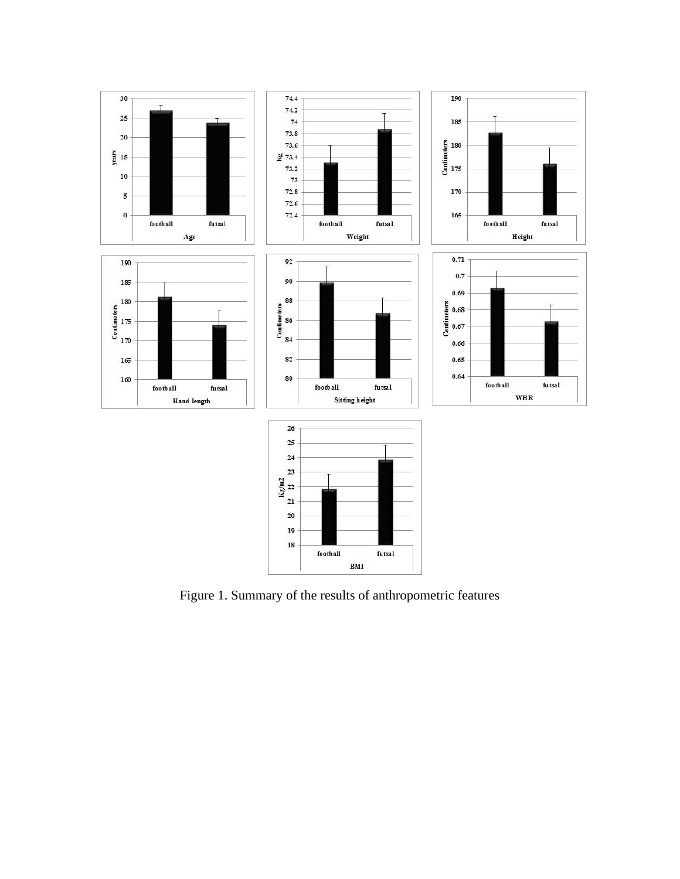Figure 1. Summary of the results of anthropometric features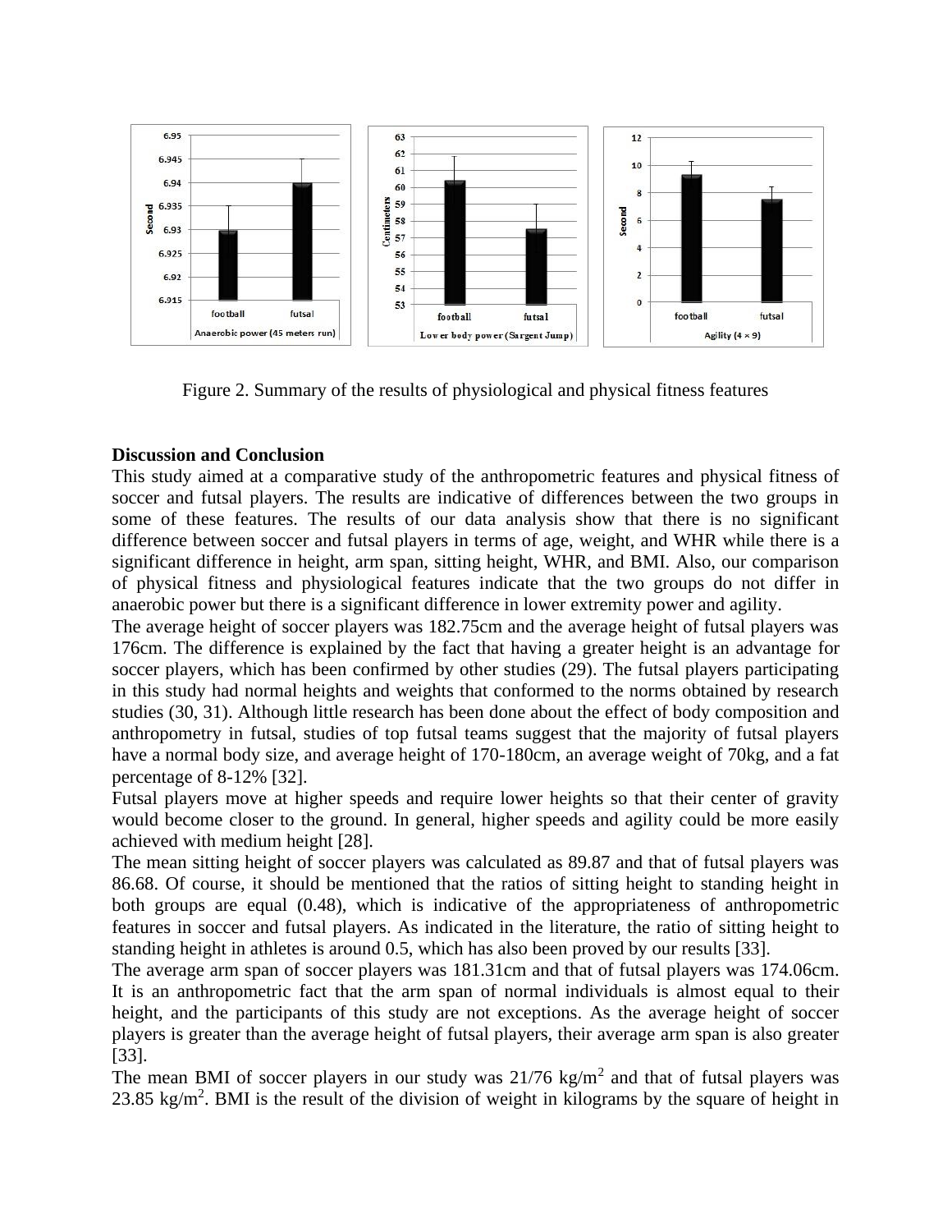Figure 2. Summary of the results of physiological and physical fitness features

**Discussion and Conclusion**

This study aimed at a comparative study of the anthropometric features and physical fitness of soccer and futsal players. The results are indicative of differences between the two groups in some of these features. The results of our data analysis show that there is no significant difference between soccer and futsal players in terms of age, weight, and WHR while there is a significant difference in height, arm span, sitting height, WHR, and BMI. Also, our comparison of physical fitness and physiological features indicate that the two groups do not differ in anaerobic power but there is a significant difference in lower extremity power and agility.

The average height of soccer players was 182.75cm and the average height of futsal players was 176cm. The difference is explained by the fact that having a greater height is an advantage for soccer players, which has been confirmed by other studies (29). The futsal players participating in this study had normal heights and weights that conformed to the norms obtained by research studies (30, 31). Although little research has been done about the effect of body composition and anthropometry in futsal, studies of top futsal teams suggest that the majority of futsal players have a normal body size, and average height of 170-180cm, an average weight of 70kg, and a fat percentage of 8-12% [32].

Futsal players move at higher speeds and require lower heights so that their center of gravity would become closer to the ground. In general, higher speeds and agility could be more easily achieved with medium height [28].

The mean sitting height of soccer players was calculated as 89.87 and that of futsal players was 86.68. Of course, it should be mentioned that the ratios of sitting height to standing height in both groups are equal (0.48), which is indicative of the appropriateness of anthropometric features in soccer and futsal players. As indicated in the literature, the ratio of sitting height to standing height in athletes is around 0.5, which has also been proved by our results [33].

The average arm span of soccer players was 181.31cm and that of futsal players was 174.06cm. It is an anthropometric fact that the arm span of normal individuals is almost equal to their height, and the participants of this study are not exceptions. As the average height of soccer players is greater than the average height of futsal players, their average arm span is also greater [33].

The mean BMI of soccer players in our study was 21/76 $kg/m^2$ and that of futsal players was 23.85 $kg/m^2$. BMI is the result of the division of weight in kilograms by the square of height in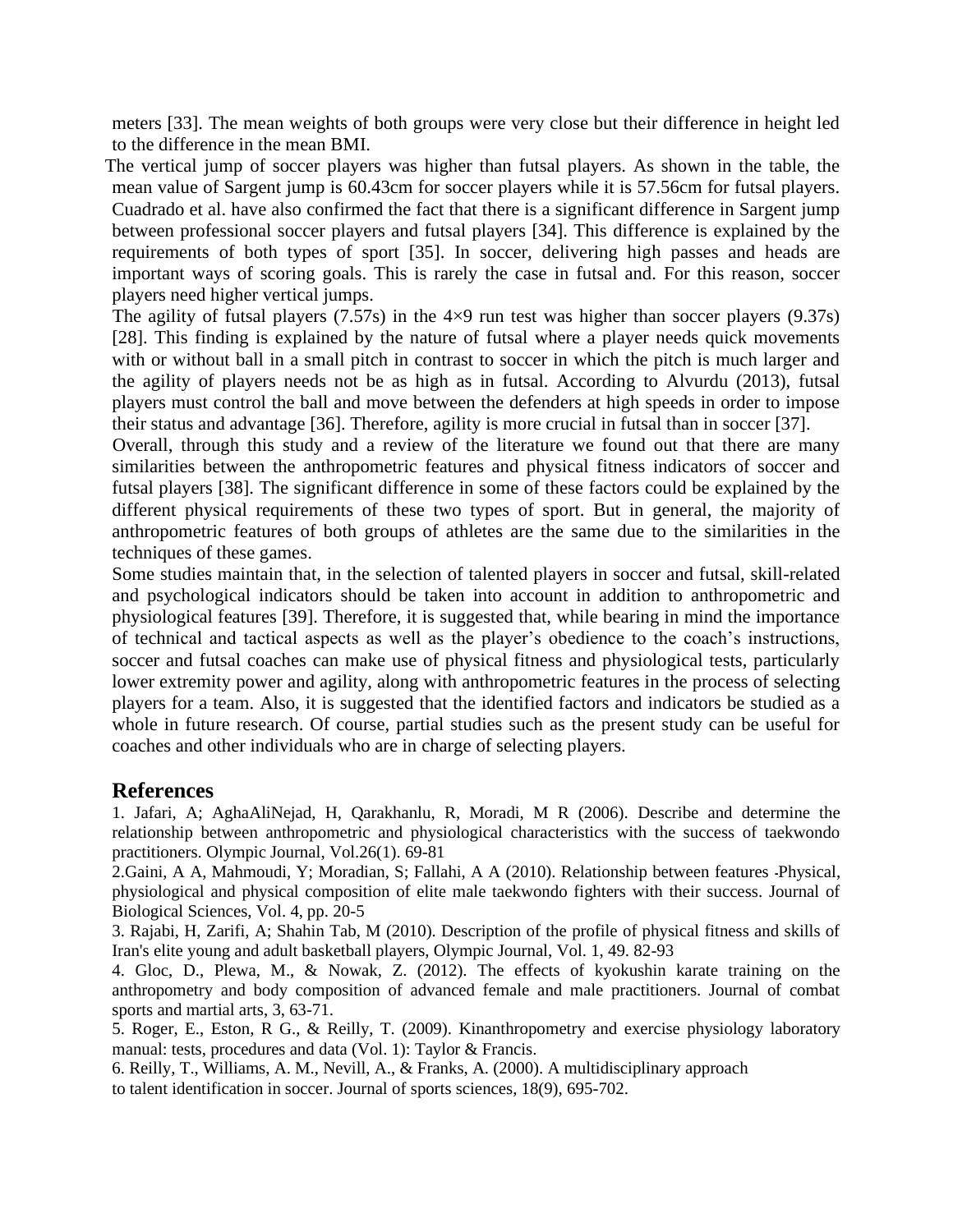meters [33]. The mean weights of both groups were very close but their difference in height led to the difference in the mean BMI.

The vertical jump of soccer players was higher than futsal players. As shown in the table, the mean value of Sargent jump is 60.43cm for soccer players while it is 57.56cm for futsal players. Cuadrado et al. have also confirmed the fact that there is a significant difference in Sargent jump between professional soccer players and futsal players [34]. This difference is explained by the requirements of both types of sport [35]. In soccer, delivering high passes and heads are important ways of scoring goals. This is rarely the case in futsal and. For this reason, soccer players need higher vertical jumps.

The agility of futsal players (7.57s) in the 4×9 run test was higher than soccer players (9.37s) [28]. This finding is explained by the nature of futsal where a player needs quick movements with or without ball in a small pitch in contrast to soccer in which the pitch is much larger and the agility of players needs not be as high as in futsal. According to Alvurdu (2013), futsal players must control the ball and move between the defenders at high speeds in order to impose their status and advantage [36]. Therefore, agility is more crucial in futsal than in soccer [37].

Overall, through this study and a review of the literature we found out that there are many similarities between the anthropometric features and physical fitness indicators of soccer and futsal players [38]. The significant difference in some of these factors could be explained by the different physical requirements of these two types of sport. But in general, the majority of anthropometric features of both groups of athletes are the same due to the similarities in the techniques of these games.

Some studies maintain that, in the selection of talented players in soccer and futsal, skill-related and psychological indicators should be taken into account in addition to anthropometric and physiological features [39]. Therefore, it is suggested that, while bearing in mind the importance of technical and tactical aspects as well as the player's obedience to the coach's instructions, soccer and futsal coaches can make use of physical fitness and physiological tests, particularly lower extremity power and agility, along with anthropometric features in the process of selecting players for a team. Also, it is suggested that the identified factors and indicators be studied as a whole in future research. Of course, partial studies such as the present study can be useful for coaches and other individuals who are in charge of selecting players.

## References

1. Jafari, A; AghaAliNejad, H, Qarakhanlu, R, Moradi, M R (2006). Describe and determine the relationship between anthropometric and physiological characteristics with the success of taekwondo practitioners. Olympic Journal, Vol.26(1). 69-81

2. Gaini, A A, Mahmoudi, Y; Moradian, S; Fallahi, A A (2010). Relationship between features -Physical, physiological and physical composition of elite male taekwondo fighters with their success. Journal of Biological Sciences, Vol. 4, pp. 20-5

3. Rajabi, H, Zarifi, A; Shahin Tab, M (2010). Description of the profile of physical fitness and skills of Iran's elite young and adult basketball players, Olympic Journal, Vol. 1, 49. 82-93

4. Gloc, D., Plewa, M., & Nowak, Z. (2012). The effects of kyokushin karate training on the anthropometry and body composition of advanced female and male practitioners. Journal of combat sports and martial arts, 3, 63-71.

5. Roger, E., Eston, R G., & Reilly, T. (2009). Kinanthropometry and exercise physiology laboratory manual: tests, procedures and data (Vol. 1): Taylor & Francis.

6. Reilly, T., Williams, A. M., Nevill, A., & Franks, A. (2000). A multidisciplinary approach to talent identification in soccer. Journal of sports sciences, 18(9), 695-702.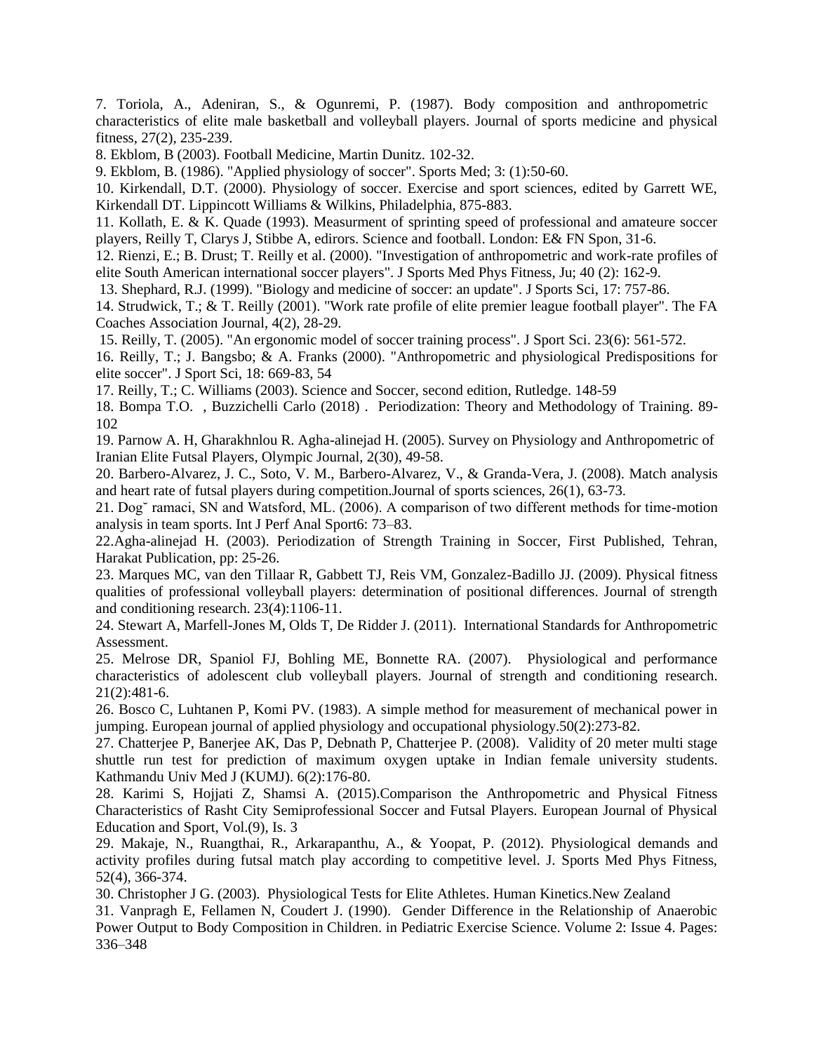7. Toriola, A., Adeniran, S., & Ogunremi, P. (1987). Body composition and anthropometric characteristics of elite male basketball and volleyball players. Journal of sports medicine and physical fitness, 27(2), 235-239.

8. Ekblom, B (2003). Football Medicine, Martin Dunitz. 102-32.

9. Ekblom, B. (1986). "Applied physiology of soccer". Sports Med; 3: (1):50-60.

10. Kirkendall, D.T. (2000). Physiology of soccer. Exercise and sport sciences, edited by Garrett WE, Kirkendall DT. Lippincott Williams & Wilkins, Philadelphia, 875-883.

11. Kollath, E. & K. Quade (1993). Measurment of sprinting speed of professional and amateure soccer players, Reilly T, Clarys J, Stibbe A, edirors. Science and football. London: E& FN Spon, 31-6.

12. Rienzi, E.; B. Drust; T. Reilly et al. (2000). "Investigation of anthropometric and work-rate profiles of elite South American international soccer players". J Sports Med Phys Fitness, Ju; 40 (2): 162-9.

13. Shephard, R.J. (1999). "Biology and medicine of soccer: an update". J Sports Sci, 17: 757-86.

14. Strudwick, T.; & T. Reilly (2001). "Work rate profile of elite premier league football player". The FA Coaches Association Journal, 4(2), 28-29.

15. Reilly, T. (2005). "An ergonomic model of soccer training process". J Sport Sci. 23(6): 561-572.

16. Reilly, T.; J. Bangsbo; & A. Franks (2000). "Anthropometric and physiological Predispositions for elite soccer". J Sport Sci, 18: 669-83, 54

17. Reilly, T.; C. Williams (2003). Science and Soccer, second edition, Rutledge. 148-59

18. Bompa T.O. , Buzzichelli Carlo (2018) . Periodization: Theory and Methodology of Training. 89-102

19. Parnow A. H, Gharakhnlou R. Agha-alinejad H. (2005). Survey on Physiology and Anthropometric of Iranian Elite Futsal Players, Olympic Journal, 2(30), 49-58.

20. Barbero-Alvarez, J. C., Soto, V. M., Barbero-Alvarez, V., & Granda-Vera, J. (2008). Match analysis and heart rate of futsal players during competition.Journal of sports sciences, 26(1), 63-73.

21. Dogˇ ramaci, SN and Watsford, ML. (2006). A comparison of two different methods for time-motion analysis in team sports. Int J Perf Anal Sport6: 73–83.

22.Agha-alinejad H. (2003). Periodization of Strength Training in Soccer, First Published, Tehran, Harakat Publication, pp: 25-26.

23. Marques MC, van den Tillaar R, Gabbett TJ, Reis VM, Gonzalez-Badillo JJ. (2009). Physical fitness qualities of professional volleyball players: determination of positional differences. Journal of strength and conditioning research. 23(4):1106-11.

24. Stewart A, Marfell-Jones M, Olds T, De Ridder J. (2011). International Standards for Anthropometric Assessment.

25. Melrose DR, Spaniol FJ, Bohling ME, Bonnette RA. (2007). Physiological and performance characteristics of adolescent club volleyball players. Journal of strength and conditioning research. 21(2):481-6.

26. Bosco C, Luhtanen P, Komi PV. (1983). A simple method for measurement of mechanical power in jumping. European journal of applied physiology and occupational physiology.50(2):273-82.

27. Chatterjee P, Banerjee AK, Das P, Debnath P, Chatterjee P. (2008). Validity of 20 meter multi stage shuttle run test for prediction of maximum oxygen uptake in Indian female university students. Kathmandu Univ Med J (KUMJ). 6(2):176-80.

28. Karimi S, Hojjati Z, Shamsi A. (2015).Comparison the Anthropometric and Physical Fitness Characteristics of Rasht City Semiprofessional Soccer and Futsal Players. European Journal of Physical Education and Sport, Vol.(9), Is. 3

29. Makaje, N., Ruangthai, R., Arkarapanthu, A., & Yoopat, P. (2012). Physiological demands and activity profiles during futsal match play according to competitive level. J. Sports Med Phys Fitness, 52(4), 366-374.

30. Christopher J G. (2003). Physiological Tests for Elite Athletes. Human Kinetics.New Zealand

31. Vanpragh E, Fellamen N, Coudert J. (1990). Gender Difference in the Relationship of Anaerobic Power Output to Body Composition in Children. in Pediatric Exercise Science. Volume 2: Issue 4. Pages: 336–348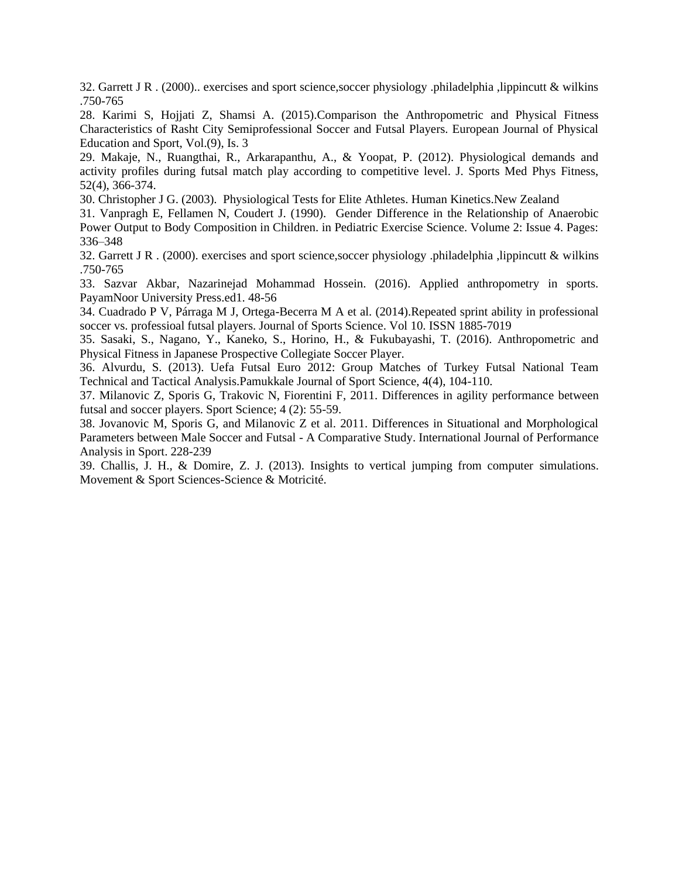32. Garrett J R . (2000).. exercises and sport science,soccer physiology .philadelphia ,lippincutt & wilkins .750-765

28. Karimi S, Hojjati Z, Shamsi A. (2015).Comparison the Anthropometric and Physical Fitness Characteristics of Rasht City Semiprofessional Soccer and Futsal Players. European Journal of Physical Education and Sport, Vol.(9), Is. 3

29. Makaje, N., Ruangthai, R., Arkarapanthu, A., & Yoopat, P. (2012). Physiological demands and activity profiles during futsal match play according to competitive level. J. Sports Med Phys Fitness, 52(4), 366-374.

30. Christopher J G. (2003). Physiological Tests for Elite Athletes. Human Kinetics.New Zealand

31. Vanpragh E, Fellamen N, Coudert J. (1990). Gender Difference in the Relationship of Anaerobic Power Output to Body Composition in Children. in Pediatric Exercise Science. Volume 2: Issue 4. Pages: 336–348

32. Garrett J R . (2000). exercises and sport science,soccer physiology .philadelphia ,lippincutt & wilkins .750-765

33. Sazvar Akbar, Nazarinejad Mohammad Hossein. (2016). Applied anthropometry in sports. PayamNoor University Press.ed1. 48-56

34. Cuadrado P V, Párraga M J, Ortega-Becerra M A et al. (2014).Repeated sprint ability in professional soccer vs. professioal futsal players. Journal of Sports Science. Vol 10. ISSN 1885-7019

35. Sasaki, S., Nagano, Y., Kaneko, S., Horino, H., & Fukubayashi, T. (2016). Anthropometric and Physical Fitness in Japanese Prospective Collegiate Soccer Player.

36. Alvurdu, S. (2013). Uefa Futsal Euro 2012: Group Matches of Turkey Futsal National Team Technical and Tactical Analysis.Pamukkale Journal of Sport Science, 4(4), 104-110.

37. Milanovic Z, Sporis G, Trakovic N, Fiorentini F, 2011. Differences in agility performance between futsal and soccer players. Sport Science; 4 (2): 55-59.

38. Jovanovic M, Sporis G, and Milanovic Z et al. 2011. Differences in Situational and Morphological Parameters between Male Soccer and Futsal - A Comparative Study. International Journal of Performance Analysis in Sport. 228-239

39. Challis, J. H., & Domire, Z. J. (2013). Insights to vertical jumping from computer simulations. Movement & Sport Sciences-Science & Motricité.